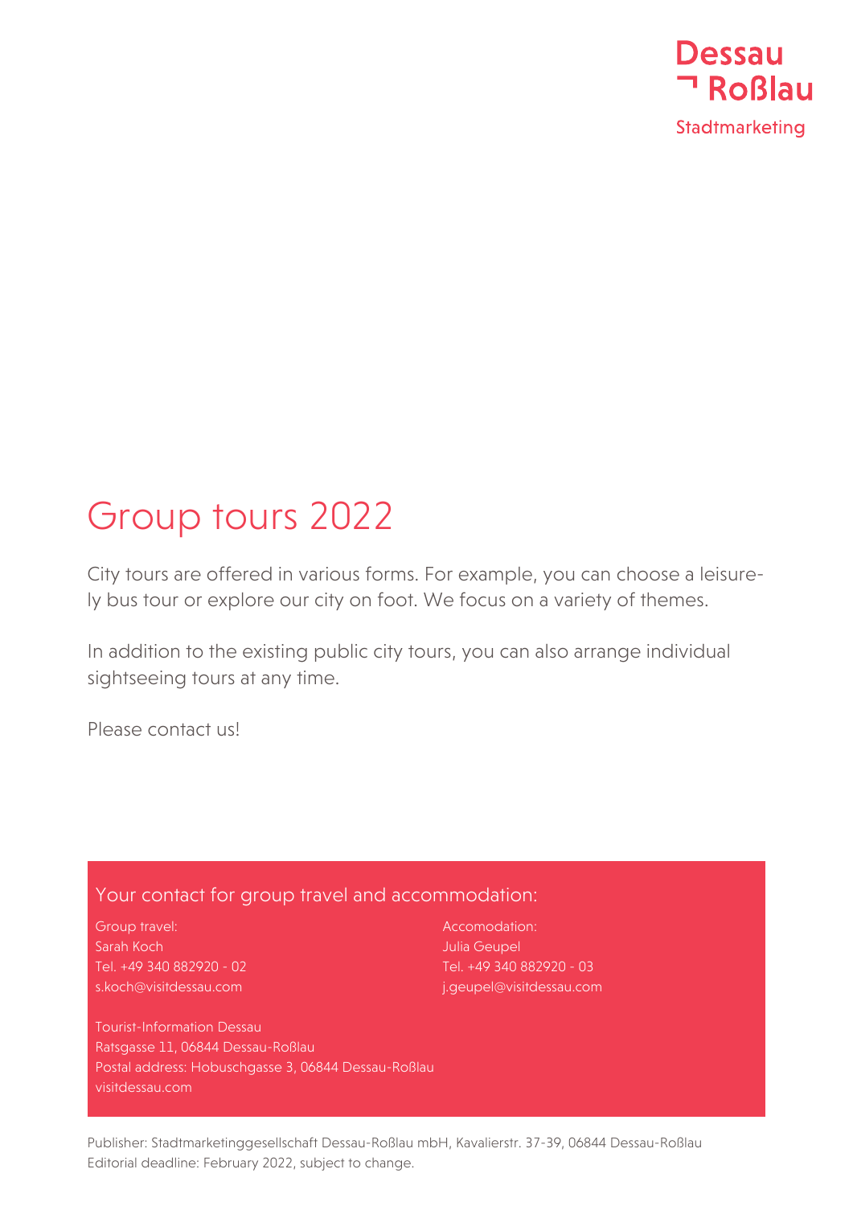Dessau
Roßlau
Stadtmarketing

# Group tours 2022

City tours are offered in various forms. For example, you can choose a leisurely bus tour or explore our city on foot. We focus on a variety of themes.

In addition to the existing public city tours, you can also arrange individual sightseeing tours at any time.

Please contact us!

## Your contact for group travel and accommodation:

Group travel:
Sarah Koch
Tel. +49 340 882920 - 02
s.koch@visitdessau.com

Accomodation:
Julia Geupel
Tel. +49 340 882920 - 03
j.geupel@visitdessau.com

Tourist-Information Dessau
Ratsgasse 11, 06844 Dessau-Roßlau
Postal address: Hobuschgasse 3, 06844 Dessau-Roßlau
visitdessau.com

Publisher: Stadtmarketinggesellschaft Dessau-Roßlau mbH, Kavalierstr. 37-39, 06844 Dessau-Roßlau
Editorial deadline: February 2022, subject to change.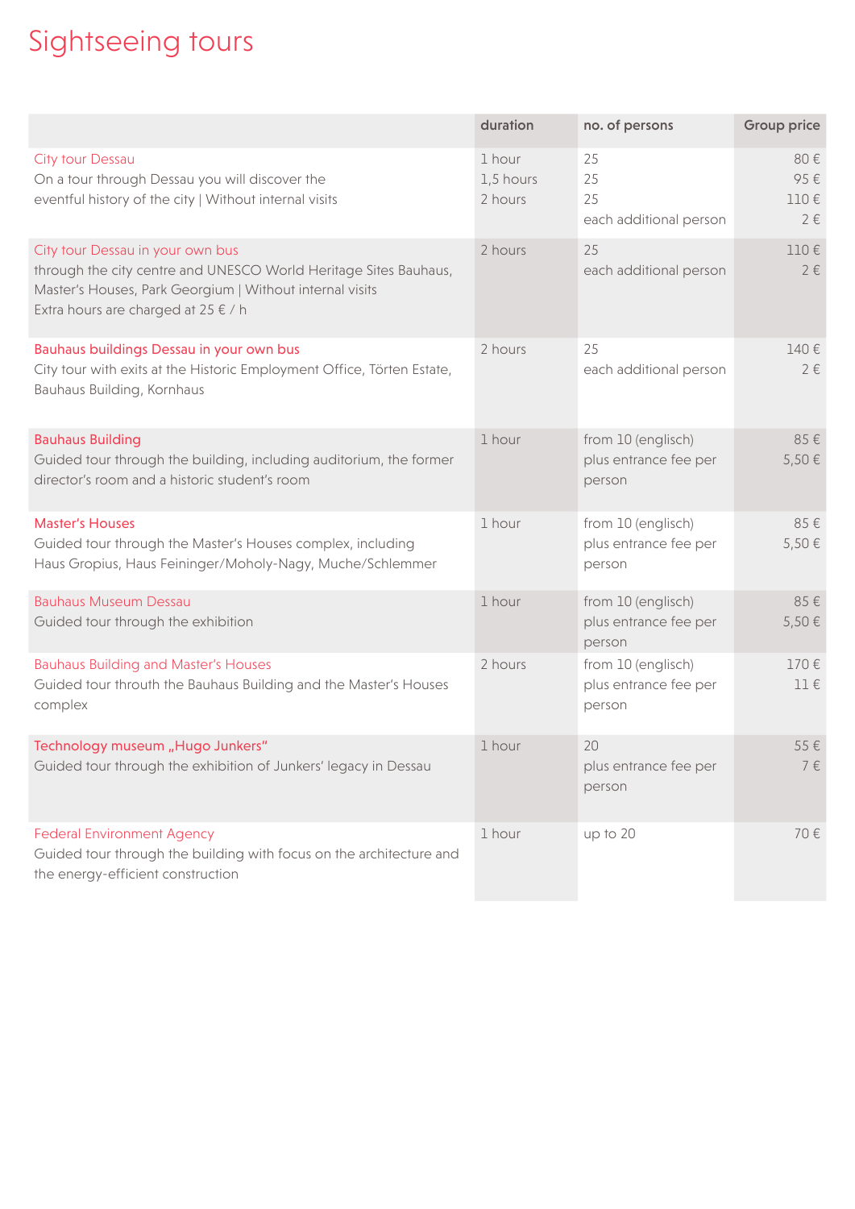# Sightseeing tours

| | duration | no. of persons | Group price |
|---|---|---|---|
| City tour Dessau<br>On a tour through Dessau you will discover the eventful history of the city \| Without internal visits | 1 hour<br>1,5 hours<br>2 hours | 25<br>25<br>25<br>each additional person | 80 €<br>95 €<br>110 €<br>2 € |
| City tour Dessau in your own bus<br>through the city centre and UNESCO World Heritage Sites Bauhaus, Master's Houses, Park Georgium \| Without internal visits<br>Extra hours are charged at 25 € / h | 2 hours | 25<br>each additional person | 110 €<br>2 € |
| Bauhaus buildings Dessau in your own bus<br>City tour with exits at the Historic Employment Office, Törten Estate, Bauhaus Building, Kornhaus | 2 hours | 25<br>each additional person | 140 €<br>2 € |
| Bauhaus Building<br>Guided tour through the building, including auditorium, the former director's room and a historic student's room | 1 hour | from 10 (englisch)<br>plus entrance fee per person | 85 €<br>5,50 € |
| Master's Houses<br>Guided tour through the Master's Houses complex, including Haus Gropius, Haus Feininger/Moholy-Nagy, Muche/Schlemmer | 1 hour | from 10 (englisch)<br>plus entrance fee per person | 85 €<br>5,50 € |
| Bauhaus Museum Dessau<br>Guided tour through the exhibition | 1 hour | from 10 (englisch)<br>plus entrance fee per person | 85 €<br>5,50 € |
| Bauhaus Building and Master's Houses<br>Guided tour throuth the Bauhaus Building and the Master's Houses complex | 2 hours | from 10 (englisch)<br>plus entrance fee per person | 170 €<br>11 € |
| Technology museum „Hugo Junkers"<br>Guided tour through the exhibition of Junkers' legacy in Dessau | 1 hour | 20<br>plus entrance fee per person | 55 €<br>7 € |
| Federal Environment Agency<br>Guided tour through the building with focus on the architecture and the energy-efficient construction | 1 hour | up to 20 | 70 € |